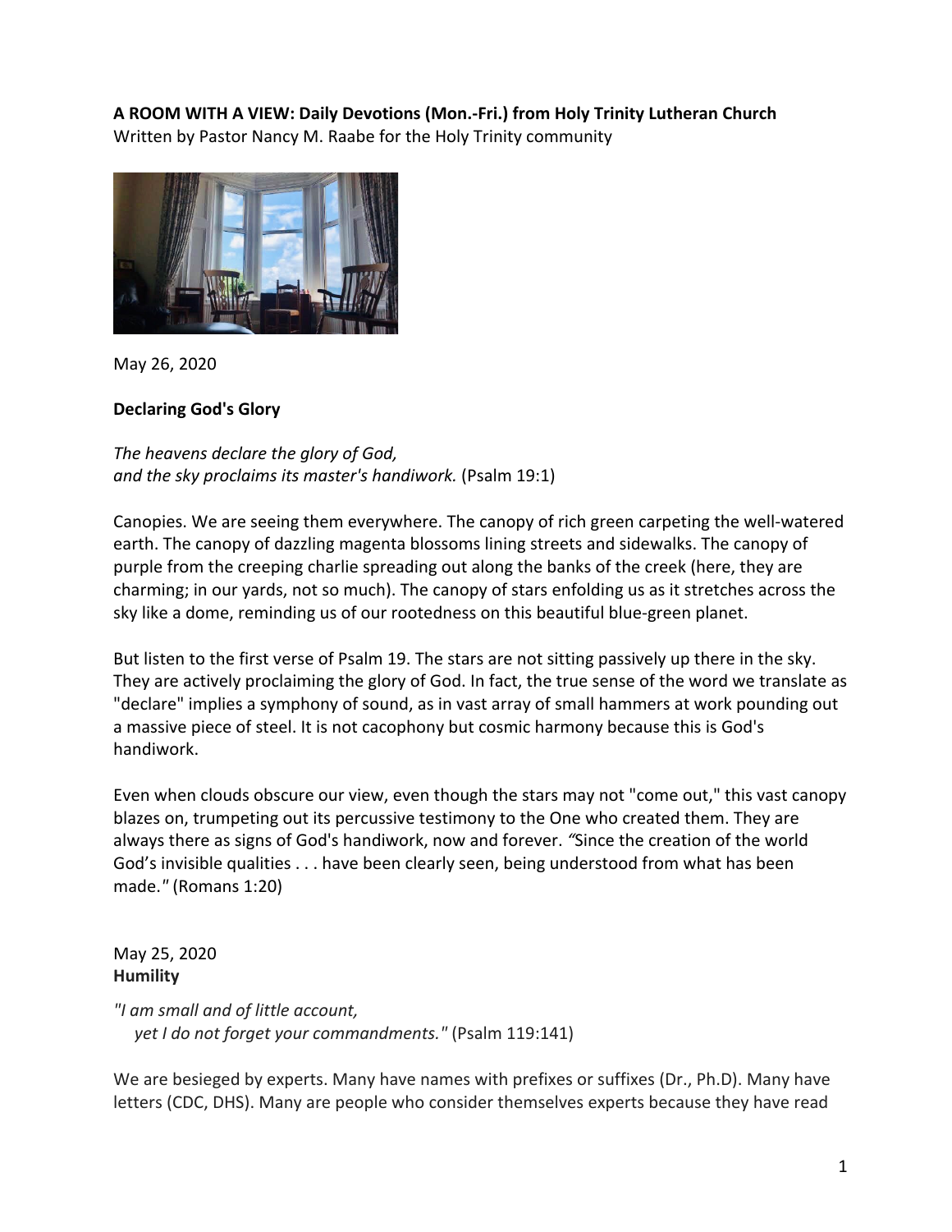**A ROOM WITH A VIEW: Daily Devotions (Mon.-Fri.) from Holy Trinity Lutheran Church**
Written by Pastor Nancy M. Raabe for the Holy Trinity community

May 26, 2020

**Declaring God's Glory**

*The heavens declare the glory of God,*
*and the sky proclaims its master's handiwork.* (Psalm 19:1)

Canopies. We are seeing them everywhere. The canopy of rich green carpeting the well-watered earth. The canopy of dazzling magenta blossoms lining streets and sidewalks. The canopy of purple from the creeping charlie spreading out along the banks of the creek (here, they are charming; in our yards, not so much). The canopy of stars enfolding us as it stretches across the sky like a dome, reminding us of our rootedness on this beautiful blue-green planet.

But listen to the first verse of Psalm 19. The stars are not sitting passively up there in the sky. They are actively proclaiming the glory of God. In fact, the true sense of the word we translate as "declare" implies a symphony of sound, as in vast array of small hammers at work pounding out a massive piece of steel. It is not cacophony but cosmic harmony because this is God's handiwork.

Even when clouds obscure our view, even though the stars may not "come out," this vast canopy blazes on, trumpeting out its percussive testimony to the One who created them. They are always there as signs of God's handiwork, now and forever. *"Since the creation of the world God's invisible qualities . . . have been clearly seen, being understood from what has been made."* (Romans 1:20)

May 25, 2020
**Humility**

*"I am small and of little account,*
*yet I do not forget your commandments."* (Psalm 119:141)

We are besieged by experts. Many have names with prefixes or suffixes (Dr., Ph.D). Many have letters (CDC, DHS). Many are people who consider themselves experts because they have read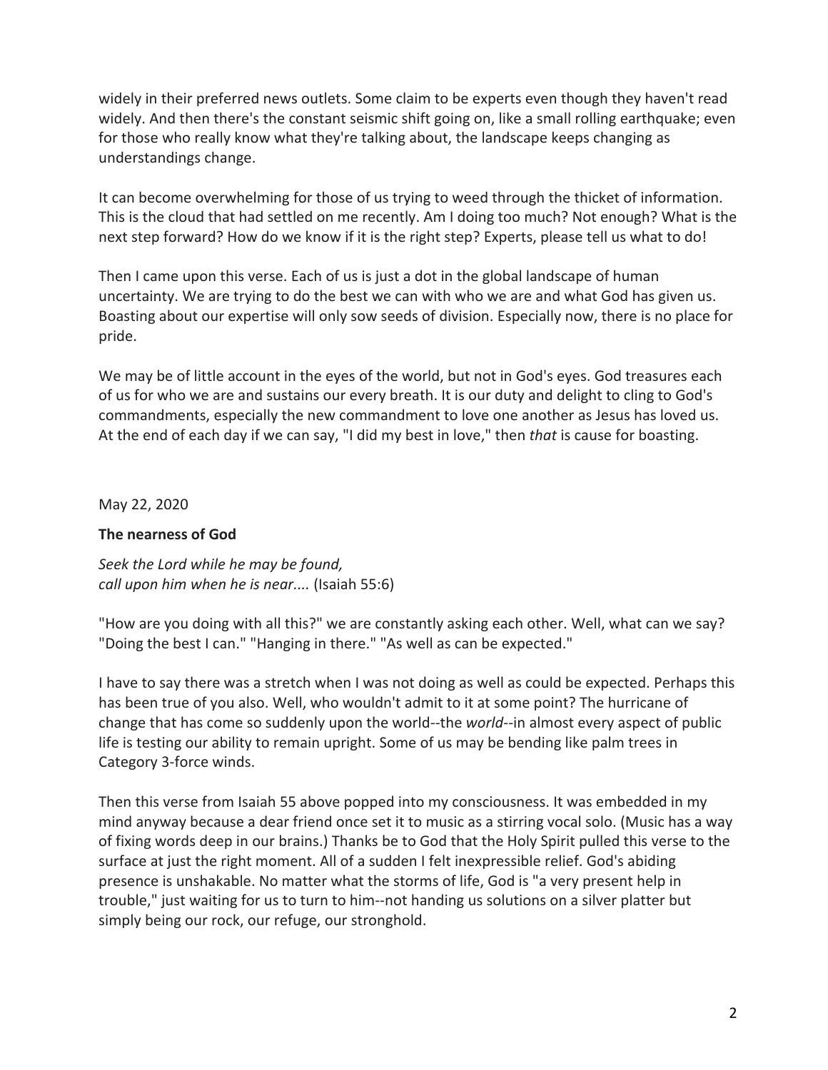widely in their preferred news outlets. Some claim to be experts even though they haven't read widely. And then there's the constant seismic shift going on, like a small rolling earthquake; even for those who really know what they're talking about, the landscape keeps changing as understandings change.

It can become overwhelming for those of us trying to weed through the thicket of information. This is the cloud that had settled on me recently. Am I doing too much? Not enough? What is the next step forward? How do we know if it is the right step? Experts, please tell us what to do!

Then I came upon this verse. Each of us is just a dot in the global landscape of human uncertainty. We are trying to do the best we can with who we are and what God has given us. Boasting about our expertise will only sow seeds of division. Especially now, there is no place for pride.

We may be of little account in the eyes of the world, but not in God's eyes. God treasures each of us for who we are and sustains our every breath. It is our duty and delight to cling to God's commandments, especially the new commandment to love one another as Jesus has loved us. At the end of each day if we can say, "I did my best in love," then *that* is cause for boasting.

May 22, 2020

**The nearness of God**

*Seek the Lord while he may be found,*
*call upon him when he is near....* (Isaiah 55:6)

"How are you doing with all this?" we are constantly asking each other. Well, what can we say? "Doing the best I can." "Hanging in there." "As well as can be expected."

I have to say there was a stretch when I was not doing as well as could be expected. Perhaps this has been true of you also. Well, who wouldn't admit to it at some point? The hurricane of change that has come so suddenly upon the world--the *world*--in almost every aspect of public life is testing our ability to remain upright. Some of us may be bending like palm trees in Category 3-force winds.

Then this verse from Isaiah 55 above popped into my consciousness. It was embedded in my mind anyway because a dear friend once set it to music as a stirring vocal solo. (Music has a way of fixing words deep in our brains.) Thanks be to God that the Holy Spirit pulled this verse to the surface at just the right moment. All of a sudden I felt inexpressible relief. God's abiding presence is unshakable. No matter what the storms of life, God is "a very present help in trouble," just waiting for us to turn to him--not handing us solutions on a silver platter but simply being our rock, our refuge, our stronghold.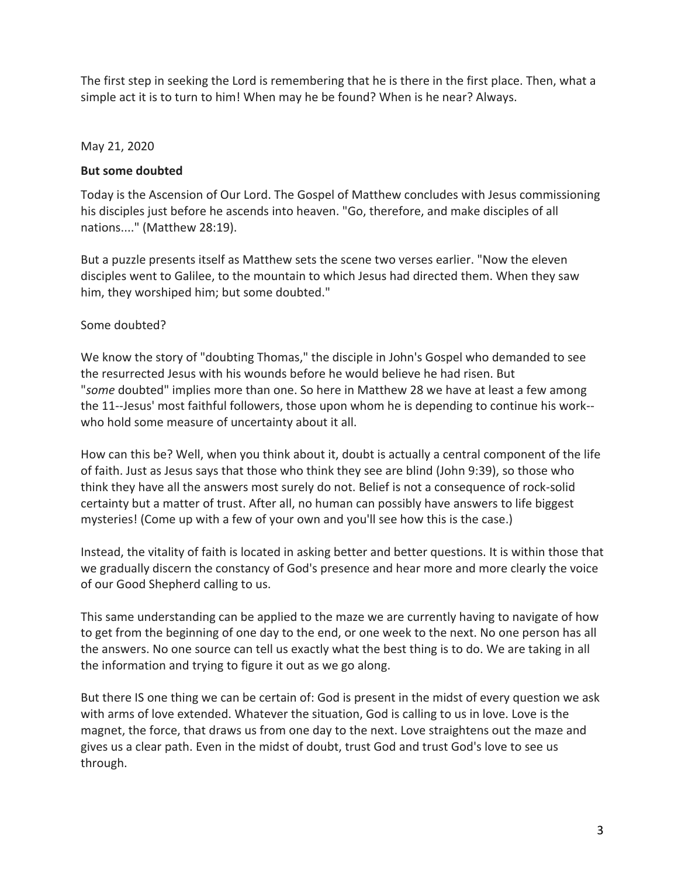The first step in seeking the Lord is remembering that he is there in the first place. Then, what a simple act it is to turn to him! When may he be found? When is he near? Always.

May 21, 2020

**But some doubted**

Today is the Ascension of Our Lord. The Gospel of Matthew concludes with Jesus commissioning his disciples just before he ascends into heaven. "Go, therefore, and make disciples of all nations...." (Matthew 28:19).

But a puzzle presents itself as Matthew sets the scene two verses earlier. "Now the eleven disciples went to Galilee, to the mountain to which Jesus had directed them. When they saw him, they worshiped him; but some doubted."

Some doubted?

We know the story of "doubting Thomas," the disciple in John's Gospel who demanded to see the resurrected Jesus with his wounds before he would believe he had risen. But "*some* doubted" implies more than one. So here in Matthew 28 we have at least a few among the 11--Jesus' most faithful followers, those upon whom he is depending to continue his work--who hold some measure of uncertainty about it all.

How can this be? Well, when you think about it, doubt is actually a central component of the life of faith. Just as Jesus says that those who think they see are blind (John 9:39), so those who think they have all the answers most surely do not. Belief is not a consequence of rock-solid certainty but a matter of trust. After all, no human can possibly have answers to life biggest mysteries! (Come up with a few of your own and you'll see how this is the case.)

Instead, the vitality of faith is located in asking better and better questions. It is within those that we gradually discern the constancy of God's presence and hear more and more clearly the voice of our Good Shepherd calling to us.

This same understanding can be applied to the maze we are currently having to navigate of how to get from the beginning of one day to the end, or one week to the next. No one person has all the answers. No one source can tell us exactly what the best thing is to do. We are taking in all the information and trying to figure it out as we go along.

But there IS one thing we can be certain of: God is present in the midst of every question we ask with arms of love extended. Whatever the situation, God is calling to us in love. Love is the magnet, the force, that draws us from one day to the next. Love straightens out the maze and gives us a clear path. Even in the midst of doubt, trust God and trust God's love to see us through.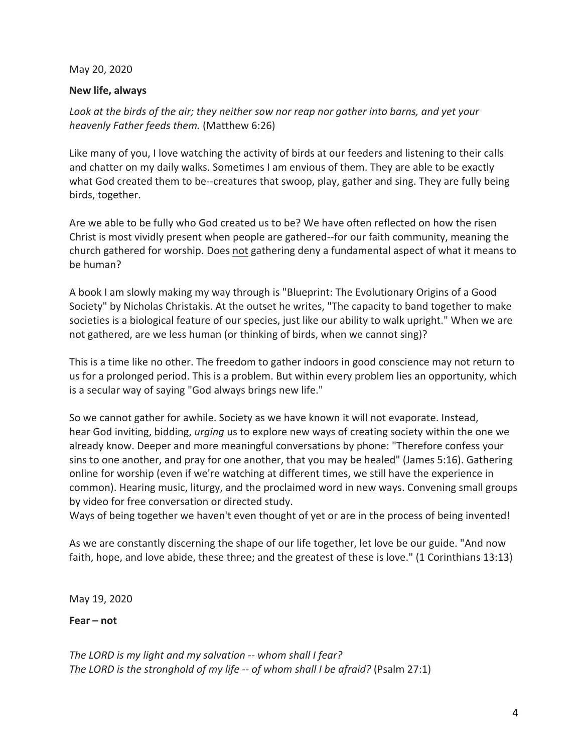May 20, 2020

**New life, always**

*Look at the birds of the air; they neither sow nor reap nor gather into barns, and yet your heavenly Father feeds them.* (Matthew 6:26)

Like many of you, I love watching the activity of birds at our feeders and listening to their calls and chatter on my daily walks. Sometimes I am envious of them. They are able to be exactly what God created them to be--creatures that swoop, play, gather and sing. They are fully being birds, together.

Are we able to be fully who God created us to be? We have often reflected on how the risen Christ is most vividly present when people are gathered--for our faith community, meaning the church gathered for worship. Does <u>not</u> gathering deny a fundamental aspect of what it means to be human?

A book I am slowly making my way through is "Blueprint: The Evolutionary Origins of a Good Society" by Nicholas Christakis. At the outset he writes, "The capacity to band together to make societies is a biological feature of our species, just like our ability to walk upright." When we are not gathered, are we less human (or thinking of birds, when we cannot sing)?

This is a time like no other. The freedom to gather indoors in good conscience may not return to us for a prolonged period. This is a problem. But within every problem lies an opportunity, which is a secular way of saying "God always brings new life."

So we cannot gather for awhile. Society as we have known it will not evaporate. Instead, hear God inviting, bidding, *urging* us to explore new ways of creating society within the one we already know. Deeper and more meaningful conversations by phone: "Therefore confess your sins to one another, and pray for one another, that you may be healed" (James 5:16). Gathering online for worship (even if we're watching at different times, we still have the experience in common). Hearing music, liturgy, and the proclaimed word in new ways. Convening small groups by video for free conversation or directed study.
Ways of being together we haven't even thought of yet or are in the process of being invented!

As we are constantly discerning the shape of our life together, let love be our guide. "And now faith, hope, and love abide, these three; and the greatest of these is love." (1 Corinthians 13:13)

May 19, 2020

**Fear – not**

*The LORD is my light and my salvation -- whom shall I fear?*
*The LORD is the stronghold of my life -- of whom shall I be afraid?* (Psalm 27:1)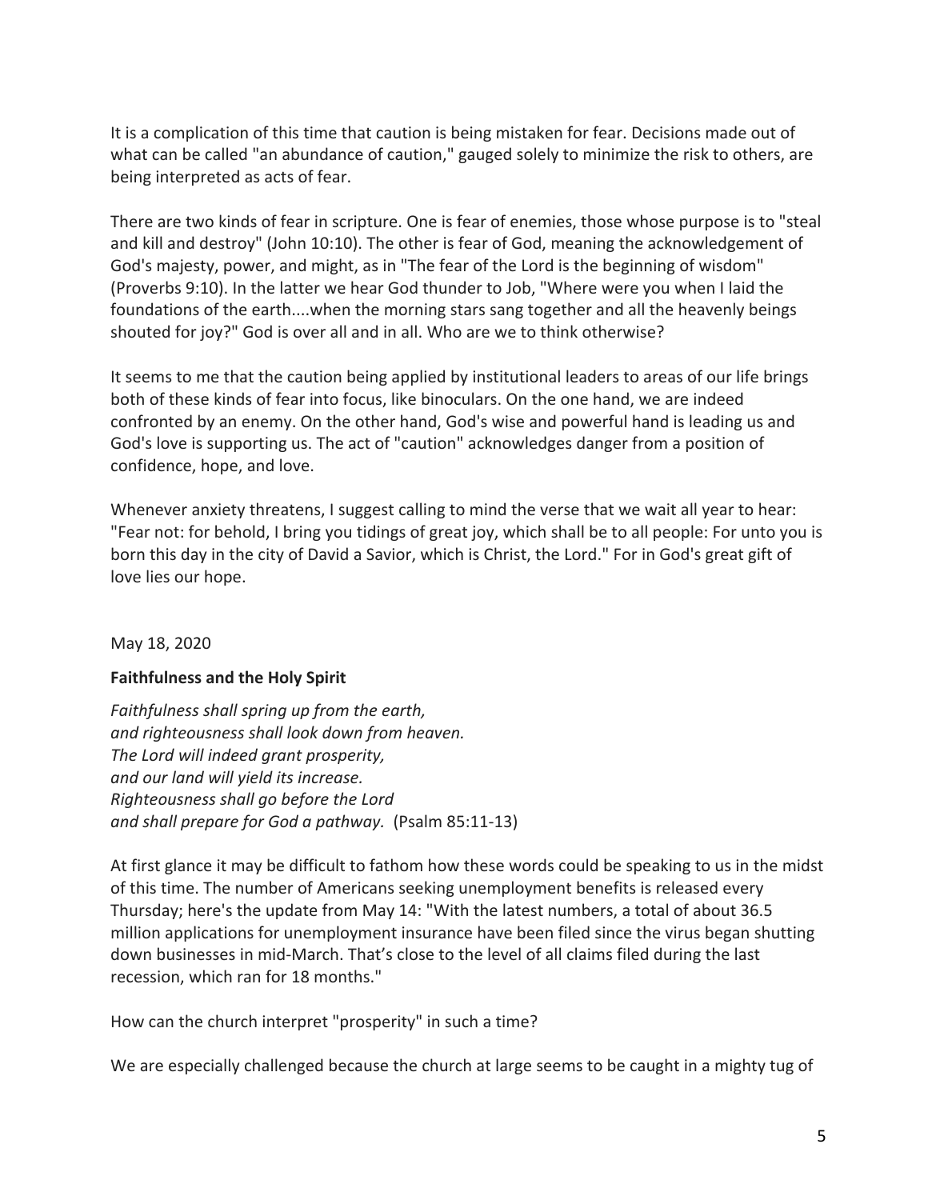It is a complication of this time that caution is being mistaken for fear. Decisions made out of what can be called "an abundance of caution," gauged solely to minimize the risk to others, are being interpreted as acts of fear.

There are two kinds of fear in scripture. One is fear of enemies, those whose purpose is to "steal and kill and destroy" (John 10:10). The other is fear of God, meaning the acknowledgement of God's majesty, power, and might, as in "The fear of the Lord is the beginning of wisdom" (Proverbs 9:10). In the latter we hear God thunder to Job, "Where were you when I laid the foundations of the earth....when the morning stars sang together and all the heavenly beings shouted for joy?" God is over all and in all. Who are we to think otherwise?

It seems to me that the caution being applied by institutional leaders to areas of our life brings both of these kinds of fear into focus, like binoculars. On the one hand, we are indeed confronted by an enemy. On the other hand, God's wise and powerful hand is leading us and God's love is supporting us. The act of "caution" acknowledges danger from a position of confidence, hope, and love.

Whenever anxiety threatens, I suggest calling to mind the verse that we wait all year to hear: "Fear not: for behold, I bring you tidings of great joy, which shall be to all people: For unto you is born this day in the city of David a Savior, which is Christ, the Lord." For in God's great gift of love lies our hope.

May 18, 2020

**Faithfulness and the Holy Spirit**

*Faithfulness shall spring up from the earth,*
*and righteousness shall look down from heaven.*
*The Lord will indeed grant prosperity,*
*and our land will yield its increase.*
*Righteousness shall go before the Lord*
*and shall prepare for God a pathway.* (Psalm 85:11-13)

At first glance it may be difficult to fathom how these words could be speaking to us in the midst of this time. The number of Americans seeking unemployment benefits is released every Thursday; here's the update from May 14: "With the latest numbers, a total of about 36.5 million applications for unemployment insurance have been filed since the virus began shutting down businesses in mid-March. That's close to the level of all claims filed during the last recession, which ran for 18 months."

How can the church interpret "prosperity" in such a time?

We are especially challenged because the church at large seems to be caught in a mighty tug of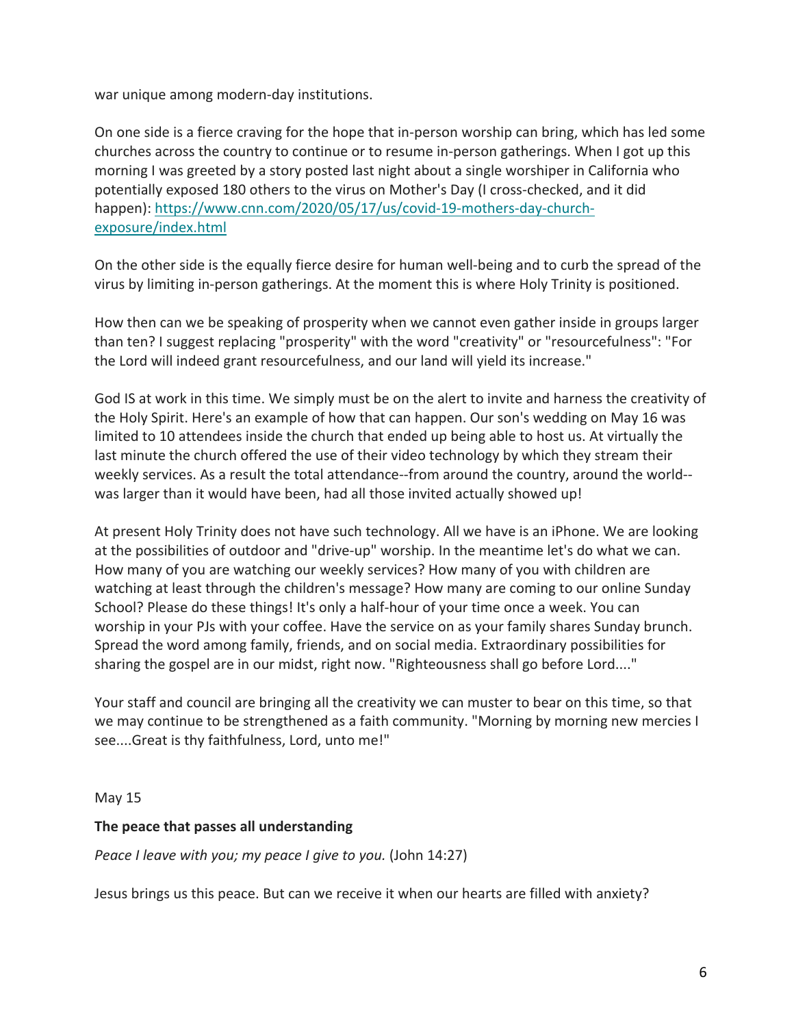war unique among modern-day institutions.

On one side is a fierce craving for the hope that in-person worship can bring, which has led some churches across the country to continue or to resume in-person gatherings. When I got up this morning I was greeted by a story posted last night about a single worshiper in California who potentially exposed 180 others to the virus on Mother's Day (I cross-checked, and it did happen): [https://www.cnn.com/2020/05/17/us/covid-19-mothers-day-church-exposure/index.html](https://www.cnn.com/2020/05/17/us/covid-19-mothers-day-church-exposure/index.html)

On the other side is the equally fierce desire for human well-being and to curb the spread of the virus by limiting in-person gatherings. At the moment this is where Holy Trinity is positioned.

How then can we be speaking of prosperity when we cannot even gather inside in groups larger than ten? I suggest replacing "prosperity" with the word "creativity" or "resourcefulness": "For the Lord will indeed grant resourcefulness, and our land will yield its increase."

God IS at work in this time. We simply must be on the alert to invite and harness the creativity of the Holy Spirit. Here's an example of how that can happen. Our son's wedding on May 16 was limited to 10 attendees inside the church that ended up being able to host us. At virtually the last minute the church offered the use of their video technology by which they stream their weekly services. As a result the total attendance--from around the country, around the world--was larger than it would have been, had all those invited actually showed up!

At present Holy Trinity does not have such technology. All we have is an iPhone. We are looking at the possibilities of outdoor and "drive-up" worship. In the meantime let's do what we can. How many of you are watching our weekly services? How many of you with children are watching at least through the children's message? How many are coming to our online Sunday School? Please do these things! It's only a half-hour of your time once a week. You can worship in your PJs with your coffee. Have the service on as your family shares Sunday brunch. Spread the word among family, friends, and on social media. Extraordinary possibilities for sharing the gospel are in our midst, right now. "Righteousness shall go before Lord...."

Your staff and council are bringing all the creativity we can muster to bear on this time, so that we may continue to be strengthened as a faith community. "Morning by morning new mercies I see....Great is thy faithfulness, Lord, unto me!"

May 15

**The peace that passes all understanding**

*Peace I leave with you; my peace I give to you.* (John 14:27)

Jesus brings us this peace. But can we receive it when our hearts are filled with anxiety?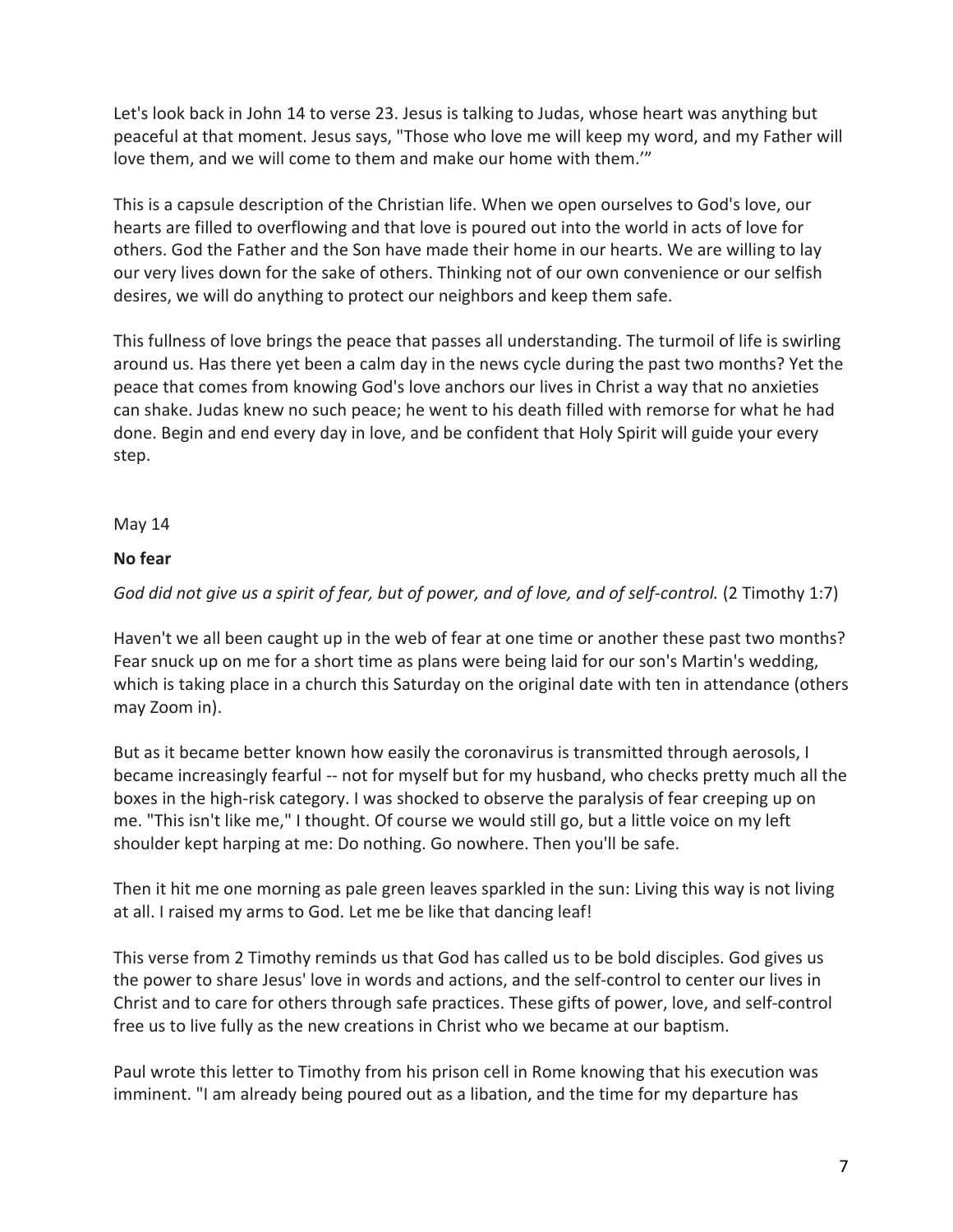Let's look back in John 14 to verse 23. Jesus is talking to Judas, whose heart was anything but peaceful at that moment. Jesus says, "Those who love me will keep my word, and my Father will love them, and we will come to them and make our home with them.'"

This is a capsule description of the Christian life. When we open ourselves to God's love, our hearts are filled to overflowing and that love is poured out into the world in acts of love for others. God the Father and the Son have made their home in our hearts. We are willing to lay our very lives down for the sake of others. Thinking not of our own convenience or our selfish desires, we will do anything to protect our neighbors and keep them safe.

This fullness of love brings the peace that passes all understanding. The turmoil of life is swirling around us. Has there yet been a calm day in the news cycle during the past two months? Yet the peace that comes from knowing God's love anchors our lives in Christ a way that no anxieties can shake. Judas knew no such peace; he went to his death filled with remorse for what he had done. Begin and end every day in love, and be confident that Holy Spirit will guide your every step.

May 14

**No fear**

*God did not give us a spirit of fear, but of power, and of love, and of self-control.* (2 Timothy 1:7)

Haven't we all been caught up in the web of fear at one time or another these past two months? Fear snuck up on me for a short time as plans were being laid for our son's Martin's wedding, which is taking place in a church this Saturday on the original date with ten in attendance (others may Zoom in).

But as it became better known how easily the coronavirus is transmitted through aerosols, I became increasingly fearful -- not for myself but for my husband, who checks pretty much all the boxes in the high-risk category. I was shocked to observe the paralysis of fear creeping up on me. "This isn't like me," I thought. Of course we would still go, but a little voice on my left shoulder kept harping at me: Do nothing. Go nowhere. Then you'll be safe.

Then it hit me one morning as pale green leaves sparkled in the sun: Living this way is not living at all. I raised my arms to God. Let me be like that dancing leaf!

This verse from 2 Timothy reminds us that God has called us to be bold disciples. God gives us the power to share Jesus' love in words and actions, and the self-control to center our lives in Christ and to care for others through safe practices. These gifts of power, love, and self-control free us to live fully as the new creations in Christ who we became at our baptism.

Paul wrote this letter to Timothy from his prison cell in Rome knowing that his execution was imminent. "I am already being poured out as a libation, and the time for my departure has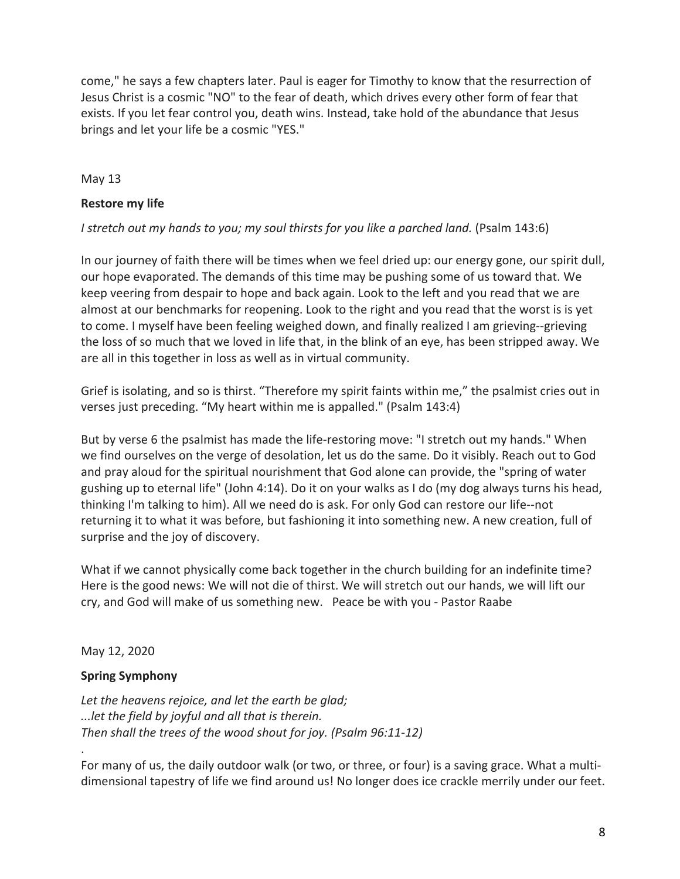come," he says a few chapters later. Paul is eager for Timothy to know that the resurrection of Jesus Christ is a cosmic "NO" to the fear of death, which drives every other form of fear that exists. If you let fear control you, death wins. Instead, take hold of the abundance that Jesus brings and let your life be a cosmic "YES."

May 13

**Restore my life**

*I stretch out my hands to you; my soul thirsts for you like a parched land.* (Psalm 143:6)

In our journey of faith there will be times when we feel dried up: our energy gone, our spirit dull, our hope evaporated. The demands of this time may be pushing some of us toward that. We keep veering from despair to hope and back again. Look to the left and you read that we are almost at our benchmarks for reopening. Look to the right and you read that the worst is is yet to come. I myself have been feeling weighed down, and finally realized I am grieving--grieving the loss of so much that we loved in life that, in the blink of an eye, has been stripped away. We are all in this together in loss as well as in virtual community.

Grief is isolating, and so is thirst. "Therefore my spirit faints within me," the psalmist cries out in verses just preceding. "My heart within me is appalled." (Psalm 143:4)

But by verse 6 the psalmist has made the life-restoring move: "I stretch out my hands." When we find ourselves on the verge of desolation, let us do the same. Do it visibly. Reach out to God and pray aloud for the spiritual nourishment that God alone can provide, the "spring of water gushing up to eternal life" (John 4:14). Do it on your walks as I do (my dog always turns his head, thinking I'm talking to him). All we need do is ask. For only God can restore our life--not returning it to what it was before, but fashioning it into something new. A new creation, full of surprise and the joy of discovery.

What if we cannot physically come back together in the church building for an indefinite time? Here is the good news: We will not die of thirst. We will stretch out our hands, we will lift our cry, and God will make of us something new.   Peace be with you - Pastor Raabe

May 12, 2020

**Spring Symphony**

*Let the heavens rejoice, and let the earth be glad;*
*...let the field by joyful and all that is therein.*
*Then shall the trees of the wood shout for joy. (Psalm 96:11-12)*

.

For many of us, the daily outdoor walk (or two, or three, or four) is a saving grace. What a multi-dimensional tapestry of life we find around us! No longer does ice crackle merrily under our feet.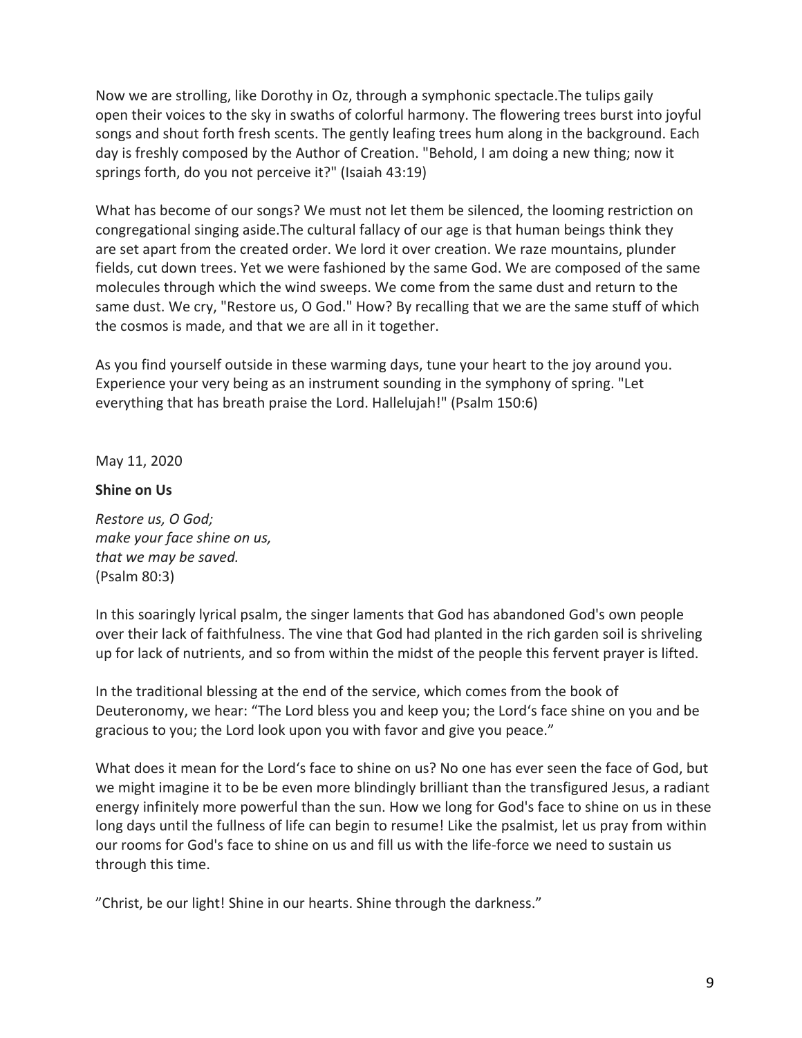Now we are strolling, like Dorothy in Oz, through a symphonic spectacle.The tulips gaily open their voices to the sky in swaths of colorful harmony. The flowering trees burst into joyful songs and shout forth fresh scents. The gently leafing trees hum along in the background. Each day is freshly composed by the Author of Creation. "Behold, I am doing a new thing; now it springs forth, do you not perceive it?" (Isaiah 43:19)

What has become of our songs? We must not let them be silenced, the looming restriction on congregational singing aside.The cultural fallacy of our age is that human beings think they are set apart from the created order. We lord it over creation. We raze mountains, plunder fields, cut down trees. Yet we were fashioned by the same God. We are composed of the same molecules through which the wind sweeps. We come from the same dust and return to the same dust. We cry, "Restore us, O God." How? By recalling that we are the same stuff of which the cosmos is made, and that we are all in it together.

As you find yourself outside in these warming days, tune your heart to the joy around you. Experience your very being as an instrument sounding in the symphony of spring. "Let everything that has breath praise the Lord. Hallelujah!" (Psalm 150:6)

May 11, 2020

**Shine on Us**

*Restore us, O God;*
*make your face shine on us,*
*that we may be saved.*
(Psalm 80:3)

In this soaringly lyrical psalm, the singer laments that God has abandoned God's own people over their lack of faithfulness. The vine that God had planted in the rich garden soil is shriveling up for lack of nutrients, and so from within the midst of the people this fervent prayer is lifted.

In the traditional blessing at the end of the service, which comes from the book of Deuteronomy, we hear: "The Lord bless you and keep you; the Lord's face shine on you and be gracious to you; the Lord look upon you with favor and give you peace."

What does it mean for the Lord's face to shine on us? No one has ever seen the face of God, but we might imagine it to be be even more blindingly brilliant than the transfigured Jesus, a radiant energy infinitely more powerful than the sun. How we long for God's face to shine on us in these long days until the fullness of life can begin to resume! Like the psalmist, let us pray from within our rooms for God's face to shine on us and fill us with the life-force we need to sustain us through this time.

"Christ, be our light! Shine in our hearts. Shine through the darkness."